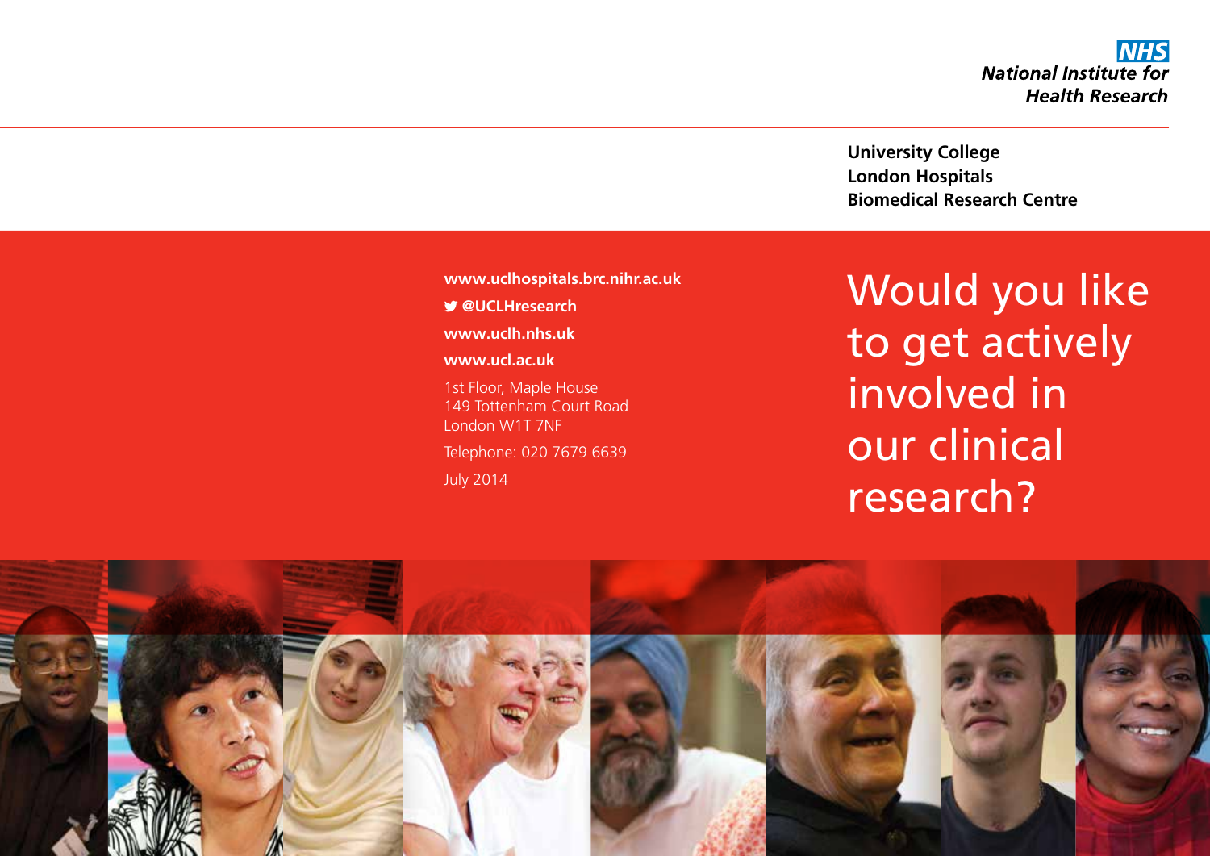**NHS**
**National Institute for Health Research**

**University College London Hospitals Biomedical Research Centre**

# Would you like to get actively involved in our clinical research?

**www.uclhospitals.brc.nihr.ac.uk**

**@UCLHresearch**

**www.uclh.nhs.uk**

**www.ucl.ac.uk**

1st Floor, Maple House
149 Tottenham Court Road
London W1T 7NF

Telephone: 020 7679 6639

July 2014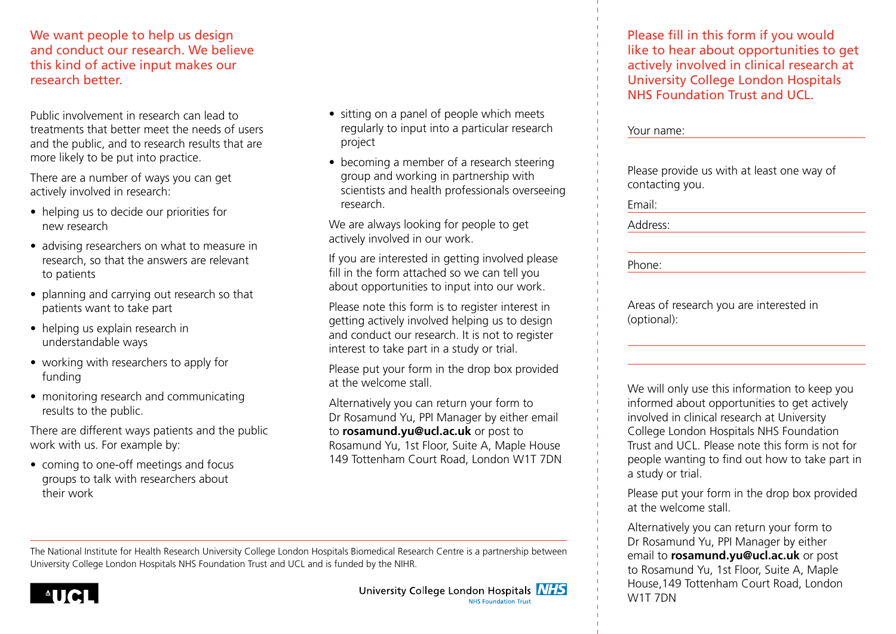## We want people to help us design and conduct our research. We believe this kind of active input makes our research better.

Public involvement in research can lead to treatments that better meet the needs of users and the public, and to research results that are more likely to be put into practice.

There are a number of ways you can get actively involved in research:

- helping us to decide our priorities for new research
- advising researchers on what to measure in research, so that the answers are relevant to patients
- planning and carrying out research so that patients want to take part
- helping us explain research in understandable ways
- working with researchers to apply for funding
- monitoring research and communicating results to the public.

There are different ways patients and the public work with us. For example by:

- coming to one-off meetings and focus groups to talk with researchers about their work
- sitting on a panel of people which meets regularly to input into a particular research project
- becoming a member of a research steering group and working in partnership with scientists and health professionals overseeing research.

We are always looking for people to get actively involved in our work.

If you are interested in getting involved please fill in the form attached so we can tell you about opportunities to input into our work.

Please note this form is to register interest in getting actively involved helping us to design and conduct our research. It is not to register interest to take part in a study or trial.

Please put your form in the drop box provided at the welcome stall.

Alternatively you can return your form to Dr Rosamund Yu, PPI Manager by either email to **rosamund.yu@ucl.ac.uk** or post to Rosamund Yu, 1st Floor, Suite A, Maple House 149 Tottenham Court Road, London W1T 7DN

The National Institute for Health Research University College London Hospitals Biomedical Research Centre is a partnership between University College London Hospitals NHS Foundation Trust and UCL and is funded by the NIHR.

UCL

University College London Hospitals NHS Foundation Trust

## Please fill in this form if you would like to hear about opportunities to get actively involved in clinical research at University College London Hospitals NHS Foundation Trust and UCL.

Your name: \_\_\_\_\_\_\_\_\_\_\_\_\_\_\_\_\_\_\_\_

Please provide us with at least one way of contacting you.

Email: \_\_\_\_\_\_\_\_\_\_\_\_\_\_\_\_\_\_\_\_

Address: \_\_\_\_\_\_\_\_\_\_\_\_\_\_\_\_\_\_\_\_

\_\_\_\_\_\_\_\_\_\_\_\_\_\_\_\_\_\_\_\_

Phone: \_\_\_\_\_\_\_\_\_\_\_\_\_\_\_\_\_\_\_\_

Areas of research you are interested in (optional):

\_\_\_\_\_\_\_\_\_\_\_\_\_\_\_\_\_\_\_\_

\_\_\_\_\_\_\_\_\_\_\_\_\_\_\_\_\_\_\_\_

We will only use this information to keep you informed about opportunities to get actively involved in clinical research at University College London Hospitals NHS Foundation Trust and UCL. Please note this form is not for people wanting to find out how to take part in a study or trial.

Please put your form in the drop box provided at the welcome stall.

Alternatively you can return your form to Dr Rosamund Yu, PPI Manager by either email to **rosamund.yu@ucl.ac.uk** or post to Rosamund Yu, 1st Floor, Suite A, Maple House,149 Tottenham Court Road, London W1T 7DN